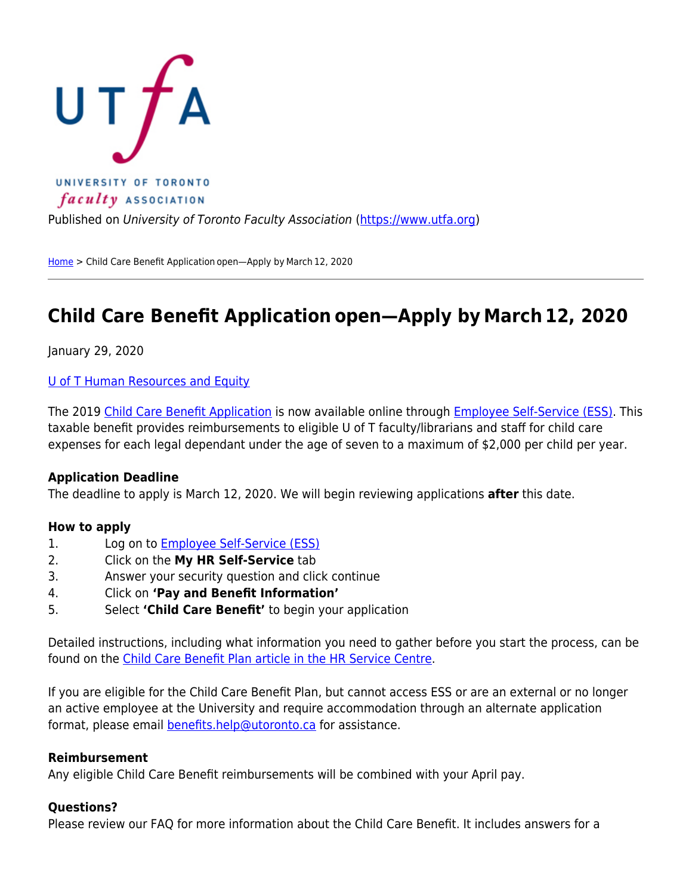UNIVERSITY OF TORONTO *faculty* ASSOCIATION

Published on *University of Toronto Faculty Association* (https://www.utfa.org)

Home > Child Care Benefit Application open—Apply by March 12, 2020

# Child Care Benefit Application open—Apply by March 12, 2020

January 29, 2020

U of T Human Resources and Equity

The 2019 Child Care Benefit Application is now available online through Employee Self-Service (ESS). This taxable benefit provides reimbursements to eligible U of T faculty/librarians and staff for child care expenses for each legal dependant under the age of seven to a maximum of $2,000 per child per year.

**Application Deadline**
The deadline to apply is March 12, 2020. We will begin reviewing applications **after** this date.

**How to apply**

1. Log on to Employee Self-Service (ESS)
2. Click on the **My HR Self-Service** tab
3. Answer your security question and click continue
4. Click on **'Pay and Benefit Information'**
5. Select **'Child Care Benefit'** to begin your application

Detailed instructions, including what information you need to gather before you start the process, can be found on the Child Care Benefit Plan article in the HR Service Centre.

If you are eligible for the Child Care Benefit Plan, but cannot access ESS or are an external or no longer an active employee at the University and require accommodation through an alternate application format, please email benefits.help@utoronto.ca for assistance.

**Reimbursement**
Any eligible Child Care Benefit reimbursements will be combined with your April pay.

**Questions?**
Please review our FAQ for more information about the Child Care Benefit. It includes answers for a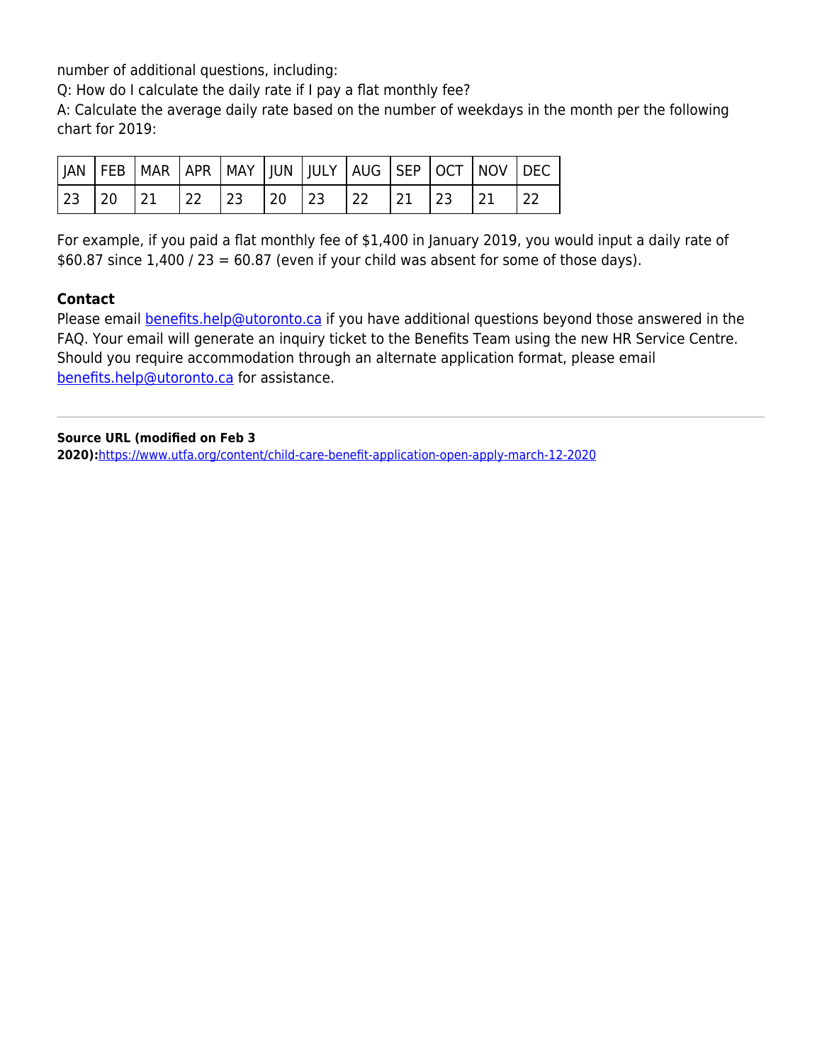number of additional questions, including:

Q: How do I calculate the daily rate if I pay a flat monthly fee?

A: Calculate the average daily rate based on the number of weekdays in the month per the following chart for 2019:

| JAN | FEB | MAR | APR | MAY | JUN | JULY | AUG | SEP | OCT | NOV | DEC |
|---|---|---|---|---|---|---|---|---|---|---|---|
| 23 | 20 | 21 | 22 | 23 | 20 | 23 | 22 | 21 | 23 | 21 | 22 |

For example, if you paid a flat monthly fee of $1,400 in January 2019, you would input a daily rate of $60.87 since 1,400 / 23 = 60.87 (even if your child was absent for some of those days).

**Contact**

Please email benefits.help@utoronto.ca if you have additional questions beyond those answered in the FAQ. Your email will generate an inquiry ticket to the Benefits Team using the new HR Service Centre. Should you require accommodation through an alternate application format, please email benefits.help@utoronto.ca for assistance.

---

**Source URL (modified on Feb 3 2020):**https://www.utfa.org/content/child-care-benefit-application-open-apply-march-12-2020